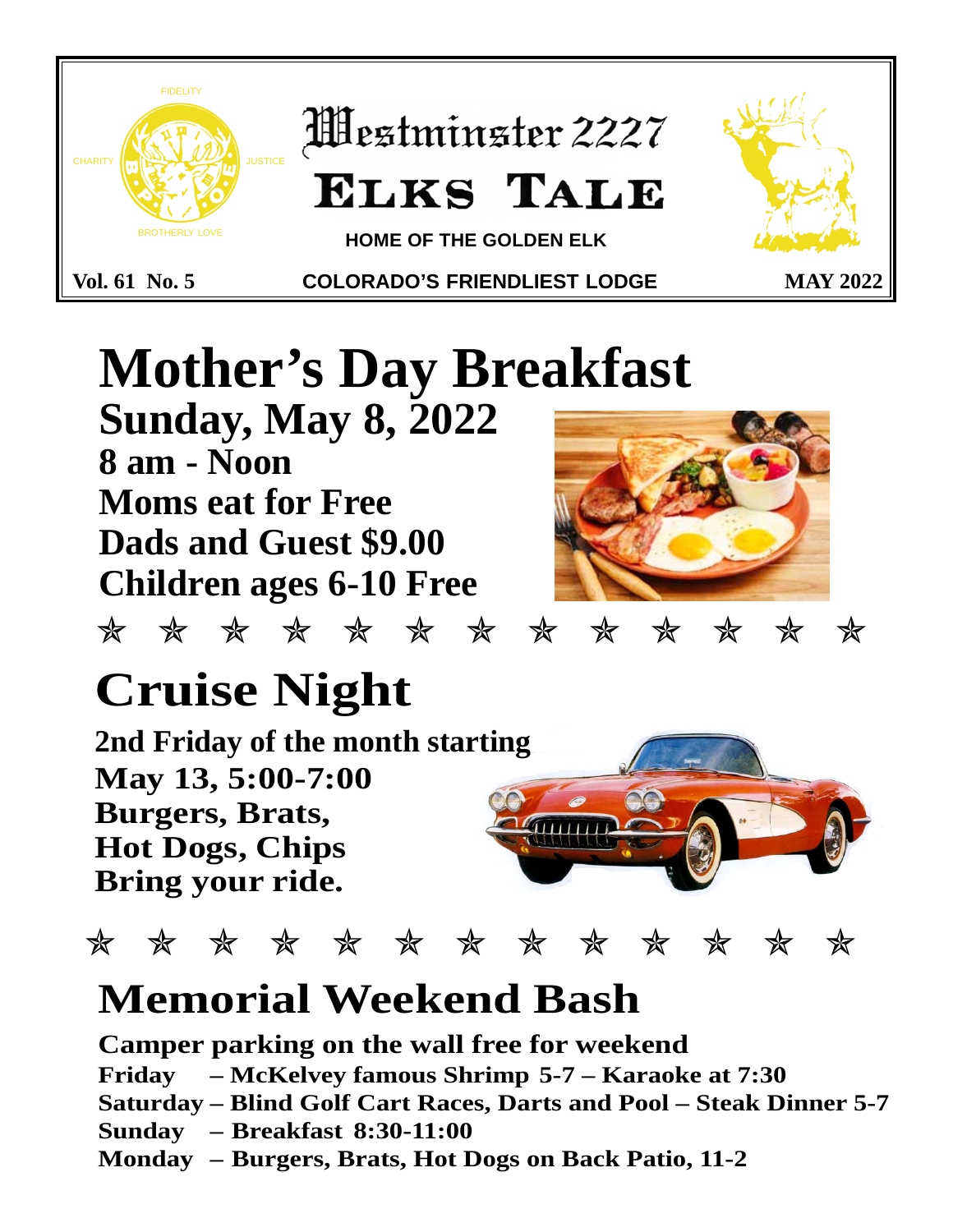FIDELITY

CHARITY JUSTICE

BROTHERLY LOVE

# Westminster 2227 ELKS TALE

**HOME OF THE GOLDEN ELK**

**Vol. 61 No. 5** **COLORADO'S FRIENDLIEST LODGE** **MAY 2022**

# Mother's Day Breakfast

## Sunday, May 8, 2022

**8 am - Noon**
**Moms eat for Free**
**Dads and Guest $9.00**
**Children ages 6-10 Free**

☆ ☆ ☆ ☆ ☆ ☆ ☆ ☆ ☆ ☆ ☆ ☆ ☆

# Cruise Night

**2nd Friday of the month starting**
**May 13, 5:00-7:00**
**Burgers, Brats,**
**Hot Dogs, Chips**
**Bring your ride.**

☆ ☆ ☆ ☆ ☆ ☆ ☆ ☆ ☆ ☆ ☆ ☆ ☆

# Memorial Weekend Bash

**Camper parking on the wall free for weekend**
**Friday – McKelvey famous Shrimp 5-7 – Karaoke at 7:30**
**Saturday – Blind Golf Cart Races, Darts and Pool – Steak Dinner 5-7**
**Sunday – Breakfast 8:30-11:00**
**Monday – Burgers, Brats, Hot Dogs on Back Patio, 11-2**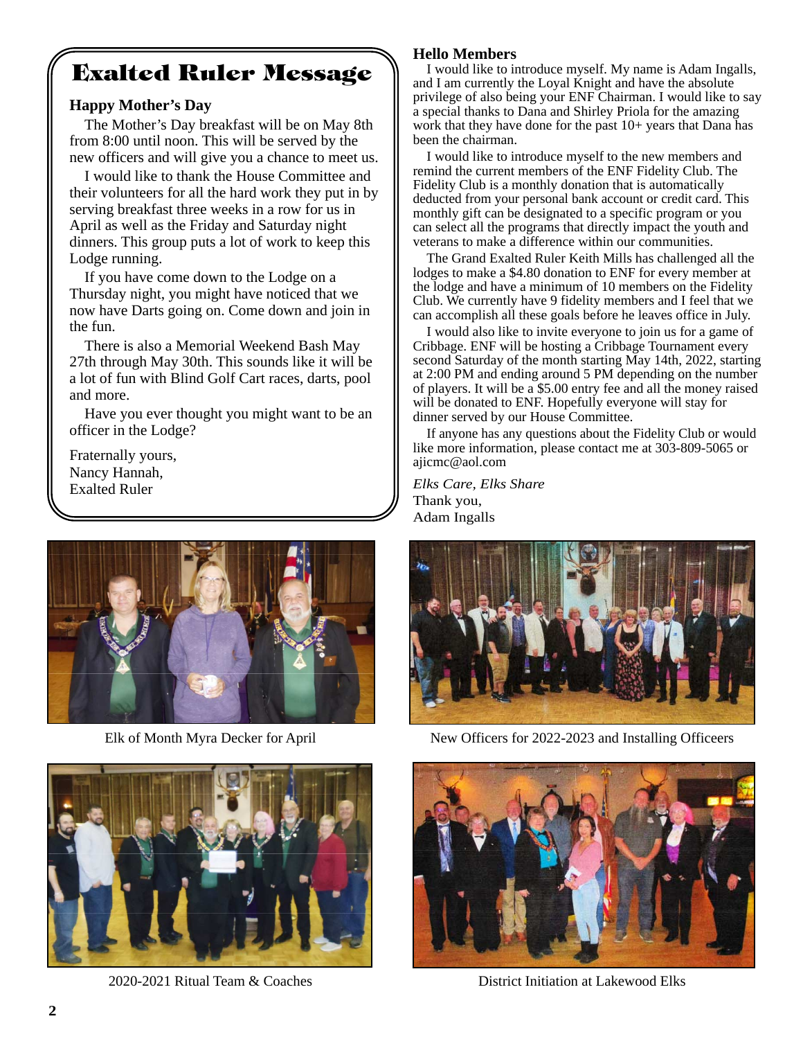# Exalted Ruler Message

### Happy Mother's Day

The Mother's Day breakfast will be on May 8th from 8:00 until noon. This will be served by the new officers and will give you a chance to meet us.

I would like to thank the House Committee and their volunteers for all the hard work they put in by serving breakfast three weeks in a row for us in April as well as the Friday and Saturday night dinners. This group puts a lot of work to keep this Lodge running.

If you have come down to the Lodge on a Thursday night, you might have noticed that we now have Darts going on. Come down and join in the fun.

There is also a Memorial Weekend Bash May 27th through May 30th. This sounds like it will be a lot of fun with Blind Golf Cart races, darts, pool and more.

Have you ever thought you might want to be an officer in the Lodge?

Fraternally yours,
Nancy Hannah,
Exalted Ruler

### Hello Members

I would like to introduce myself. My name is Adam Ingalls, and I am currently the Loyal Knight and have the absolute privilege of also being your ENF Chairman. I would like to say a special thanks to Dana and Shirley Priola for the amazing work that they have done for the past 10+ years that Dana has been the chairman.

I would like to introduce myself to the new members and remind the current members of the ENF Fidelity Club. The Fidelity Club is a monthly donation that is automatically deducted from your personal bank account or credit card. This monthly gift can be designated to a specific program or you can select all the programs that directly impact the youth and veterans to make a difference within our communities.

The Grand Exalted Ruler Keith Mills has challenged all the lodges to make a $4.80 donation to ENF for every member at the lodge and have a minimum of 10 members on the Fidelity Club. We currently have 9 fidelity members and I feel that we can accomplish all these goals before he leaves office in July.

I would also like to invite everyone to join us for a game of Cribbage. ENF will be hosting a Cribbage Tournament every second Saturday of the month starting May 14th, 2022, starting at 2:00 PM and ending around 5 PM depending on the number of players. It will be a $5.00 entry fee and all the money raised will be donated to ENF. Hopefully everyone will stay for dinner served by our House Committee.

If anyone has any questions about the Fidelity Club or would like more information, please contact me at 303-809-5065 or ajicmc@aol.com

*Elks Care, Elks Share*
Thank you,
Adam Ingalls

Elk of Month Myra Decker for April

New Officers for 2022-2023 and Installing Officeers

2020-2021 Ritual Team & Coaches

District Initiation at Lakewood Elks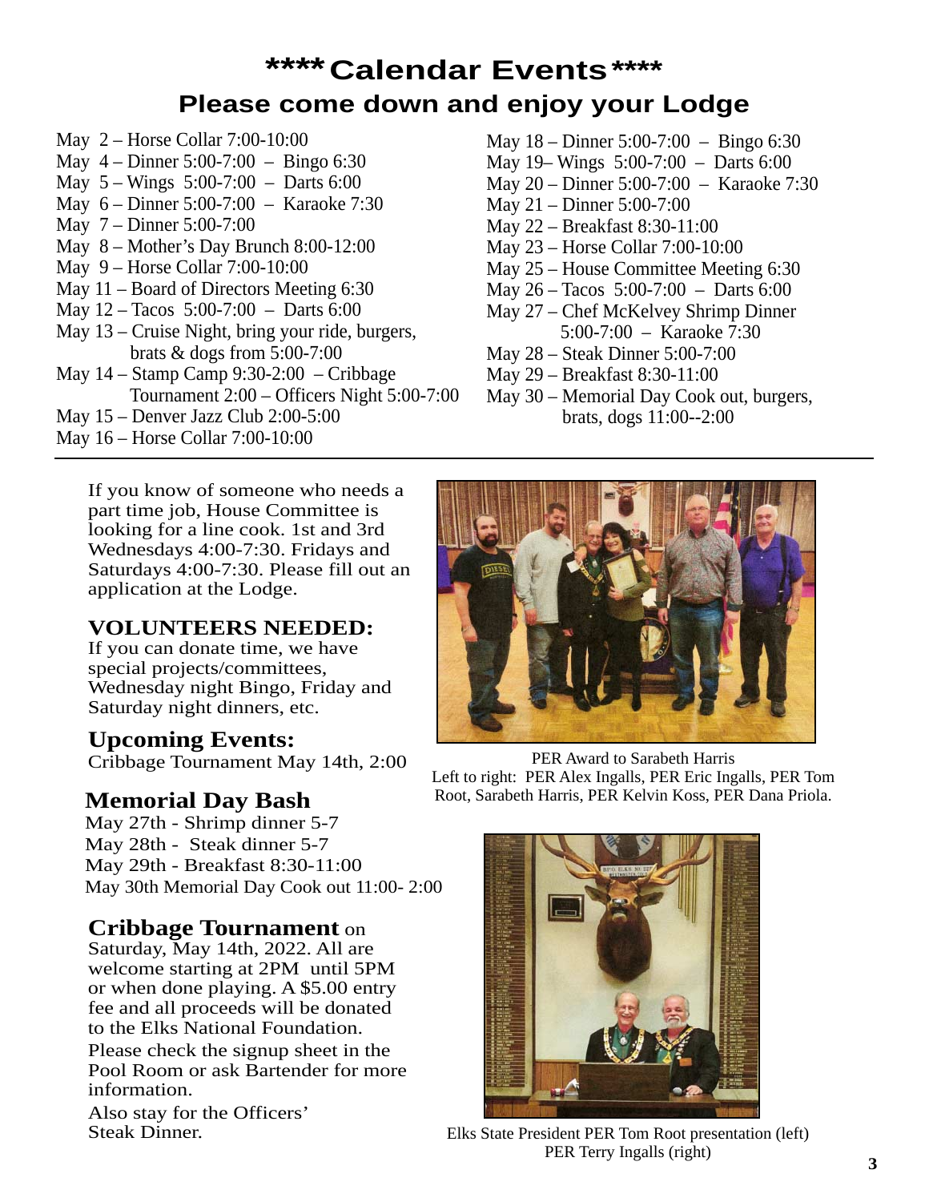# \*\*\*\* Calendar Events \*\*\*\*

## Please come down and enjoy your Lodge

May 2 – Horse Collar 7:00-10:00
May 4 – Dinner 5:00-7:00 – Bingo 6:30
May 5 – Wings 5:00-7:00 – Darts 6:00
May 6 – Dinner 5:00-7:00 – Karaoke 7:30
May 7 – Dinner 5:00-7:00
May 8 – Mother's Day Brunch 8:00-12:00
May 9 – Horse Collar 7:00-10:00
May 11 – Board of Directors Meeting 6:30
May 12 – Tacos 5:00-7:00 – Darts 6:00
May 13 – Cruise Night, bring your ride, burgers, brats & dogs from 5:00-7:00
May 14 – Stamp Camp 9:30-2:00 – Cribbage Tournament 2:00 – Officers Night 5:00-7:00
May 15 – Denver Jazz Club 2:00-5:00
May 16 – Horse Collar 7:00-10:00
May 18 – Dinner 5:00-7:00 – Bingo 6:30
May 19– Wings 5:00-7:00 – Darts 6:00
May 20 – Dinner 5:00-7:00 – Karaoke 7:30
May 21 – Dinner 5:00-7:00
May 22 – Breakfast 8:30-11:00
May 23 – Horse Collar 7:00-10:00
May 25 – House Committee Meeting 6:30
May 26 – Tacos 5:00-7:00 – Darts 6:00
May 27 – Chef McKelvey Shrimp Dinner 5:00-7:00 – Karaoke 7:30
May 28 – Steak Dinner 5:00-7:00
May 29 – Breakfast 8:30-11:00
May 30 – Memorial Day Cook out, burgers, brats, dogs 11:00--2:00

---

If you know of someone who needs a part time job, House Committee is looking for a line cook. 1st and 3rd Wednesdays 4:00-7:30. Fridays and Saturdays 4:00-7:30. Please fill out an application at the Lodge.

### VOLUNTEERS NEEDED:

If you can donate time, we have special projects/committees, Wednesday night Bingo, Friday and Saturday night dinners, etc.

### Upcoming Events:

Cribbage Tournament May 14th, 2:00

### Memorial Day Bash

May 27th - Shrimp dinner 5-7
May 28th - Steak dinner 5-7
May 29th - Breakfast 8:30-11:00
May 30th Memorial Day Cook out 11:00- 2:00

### Cribbage Tournament on

Saturday, May 14th, 2022. All are welcome starting at 2PM until 5PM or when done playing. A $5.00 entry fee and all proceeds will be donated to the Elks National Foundation.

Please check the signup sheet in the Pool Room or ask Bartender for more information.

Also stay for the Officers' Steak Dinner.

PER Award to Sarabeth Harris
Left to right: PER Alex Ingalls, PER Eric Ingalls, PER Tom Root, Sarabeth Harris, PER Kelvin Koss, PER Dana Priola.

Elks State President PER Tom Root presentation (left) PER Terry Ingalls (right)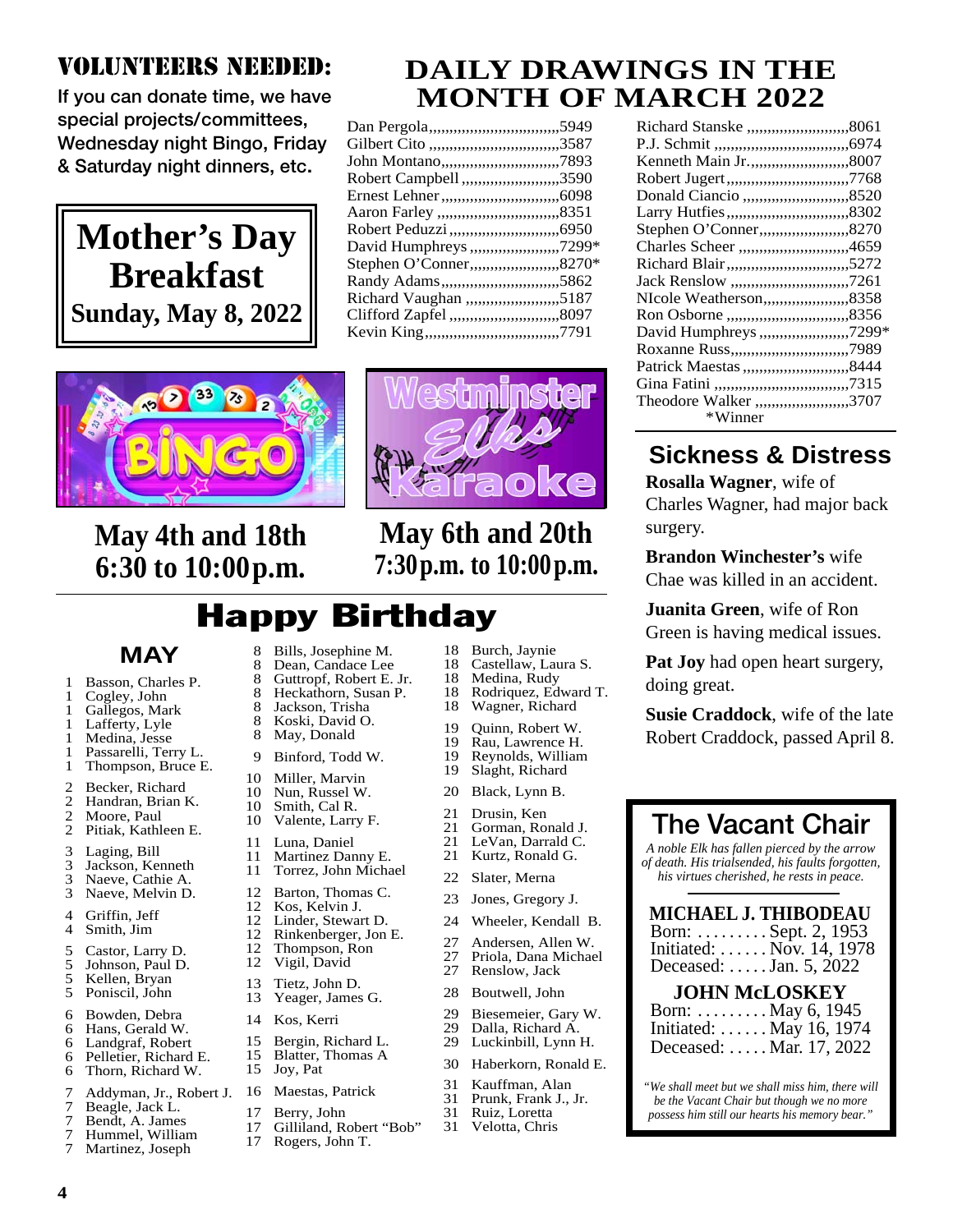## VOLUNTEERS NEEDED:

**If you can donate time, we have special projects/committees, Wednesday night Bingo, Friday & Saturday night dinners, etc.**

# Mother's Day Breakfast

**Sunday, May 8, 2022**

## DAILY DRAWINGS IN THE MONTH OF MARCH 2022

Dan Pergola,,,,,,,,,,,,,,,,,,,,,,,,,,,,,,,,5949
Gilbert Cito ,,,,,,,,,,,,,,,,,,,,,,,,,,,,,,,,3587
John Montano,,,,,,,,,,,,,,,,,,,,,,,,,,,,7893
Robert Campbell ,,,,,,,,,,,,,,,,,,,,,,,,3590
Ernest Lehner,,,,,,,,,,,,,,,,,,,,,,,,,,,,6098
Aaron Farley ,,,,,,,,,,,,,,,,,,,,,,,,,,,,,,8351
Robert Peduzzi,,,,,,,,,,,,,,,,,,,,,,,,,,,6950
David Humphreys ,,,,,,,,,,,,,,,,,,,,,,,7299*
Stephen O'Conner,,,,,,,,,,,,,,,,,,,,,,,8270*
Randy Adams,,,,,,,,,,,,,,,,,,,,,,,,,,,,,5862
Richard Vaughan ,,,,,,,,,,,,,,,,,,,,,,,5187
Clifford Zapfel ,,,,,,,,,,,,,,,,,,,,,,,,,,,8097
Kevin King,,,,,,,,,,,,,,,,,,,,,,,,,,,,,,,,,,7791
Richard Stanske ,,,,,,,,,,,,,,,,,,,,,,,,,8061
P.J. Schmit ,,,,,,,,,,,,,,,,,,,,,,,,,,,,,,,,,6974
Kenneth Main Jr.,,,,,,,,,,,,,,,,,,,,,,,,,8007
Robert Jugert,,,,,,,,,,,,,,,,,,,,,,,,,,,,,,,7768
Donald Ciancio ,,,,,,,,,,,,,,,,,,,,,,,,,,,8520
Larry Hutfies,,,,,,,,,,,,,,,,,,,,,,,,,,,,,,,8302
Stephen O'Conner,,,,,,,,,,,,,,,,,,,,,,,8270
Charles Scheer ,,,,,,,,,,,,,,,,,,,,,,,,,,,4659
Richard Blair,,,,,,,,,,,,,,,,,,,,,,,,,,,,,,,5272
Jack Renslow ,,,,,,,,,,,,,,,,,,,,,,,,,,,,,7261
NIcole Weatherson,,,,,,,,,,,,,,,,,,,,,,8358
Ron Osborne ,,,,,,,,,,,,,,,,,,,,,,,,,,,,,,8356
David Humphreys ,,,,,,,,,,,,,,,,,,,,,,,7299*
Roxanne Russ,,,,,,,,,,,,,,,,,,,,,,,,,,,,,7989
Patrick Maestas ,,,,,,,,,,,,,,,,,,,,,,,,,,,8444
Gina Fatini ,,,,,,,,,,,,,,,,,,,,,,,,,,,,,,,,,,7315
Theodore Walker ,,,,,,,,,,,,,,,,,,,,,,,,3707

*Winner

**BINGO**
**May 4th and 18th**
**6:30 to 10:00p.m.**

**Westminster Elks Karaoke**
**May 6th and 20th**
**7:30p.m. to 10:00p.m.**

# Happy Birthday

## MAY

1 Basson, Charles P.
1 Cogley, John
1 Gallegos, Mark
1 Lafferty, Lyle
1 Medina, Jesse
1 Passarelli, Terry L.
1 Thompson, Bruce E.

2 Becker, Richard
2 Handran, Brian K.
2 Moore, Paul
2 Pitiak, Kathleen E.

3 Laging, Bill
3 Jackson, Kenneth
3 Naeve, Cathie A.
3 Naeve, Melvin D.

4 Griffin, Jeff
4 Smith, Jim

5 Castor, Larry D.
5 Johnson, Paul D.
5 Kellen, Bryan
5 Poniscil, John

6 Bowden, Debra
6 Hans, Gerald W.
6 Landgraf, Robert
6 Pelletier, Richard E.
6 Thorn, Richard W.

7 Addyman, Jr., Robert J.
7 Beagle, Jack L.
7 Bendt, A. James
7 Hummel, William
7 Martinez, Joseph

8 Bills, Josephine M.
8 Dean, Candace Lee
8 Guttropf, Robert E. Jr.
8 Heckathorn, Susan P.
8 Jackson, Trisha
8 Koski, David O.
8 May, Donald

9 Binford, Todd W.

10 Miller, Marvin
10 Nun, Russel W.
10 Smith, Cal R.
10 Valente, Larry F.

11 Luna, Daniel
11 Martinez Danny E.
11 Torrez, John Michael

12 Barton, Thomas C.
12 Kos, Kelvin J.
12 Linder, Stewart D.
12 Rinkenberger, Jon E.
12 Thompson, Ron
12 Vigil, David

13 Tietz, John D.
13 Yeager, James G.

14 Kos, Kerri

15 Bergin, Richard L.
15 Blatter, Thomas A
15 Joy, Pat

16 Maestas, Patrick

17 Berry, John
17 Gilliland, Robert "Bob"
17 Rogers, John T.

18 Burch, Jaynie
18 Castellaw, Laura S.
18 Medina, Rudy
18 Rodriquez, Edward T.
18 Wagner, Richard

19 Quinn, Robert W.
19 Rau, Lawrence H.
19 Reynolds, William
19 Slaght, Richard

20 Black, Lynn B.

21 Drusin, Ken
21 Gorman, Ronald J.
21 LeVan, Darrald C.
21 Kurtz, Ronald G.

22 Slater, Merna

23 Jones, Gregory J.

24 Wheeler, Kendall B.

27 Andersen, Allen W.
27 Priola, Dana Michael
27 Renslow, Jack

28 Boutwell, John

29 Biesemeier, Gary W.
29 Dalla, Richard A.
29 Luckinbill, Lynn H.

30 Haberkorn, Ronald E.

31 Kauffman, Alan
31 Prunk, Frank J., Jr.
31 Ruiz, Loretta
31 Velotta, Chris

## Sickness & Distress

**Rosalla Wagner**, wife of Charles Wagner, had major back surgery.

**Brandon Winchester's** wife Chae was killed in an accident.

**Juanita Green**, wife of Ron Green is having medical issues.

**Pat Joy** had open heart surgery, doing great.

**Susie Craddock**, wife of the late Robert Craddock, passed April 8.

## The Vacant Chair

*A noble Elk has fallen pierced by the arrow of death. His trialsended, his faults forgotten, his virtues cherished, he rests in peace.*

**MICHAEL J. THIBODEAU**
Born: . . . . . . . . . Sept. 2, 1953
Initiated: . . . . . . Nov. 14, 1978
Deceased: . . . . . Jan. 5, 2022

**JOHN McLOSKEY**
Born: . . . . . . . . . May 6, 1945
Initiated: . . . . . . May 16, 1974
Deceased: . . . . . Mar. 17, 2022

*"We shall meet but we shall miss him, there will be the Vacant Chair but though we no more possess him still our hearts his memory bear."*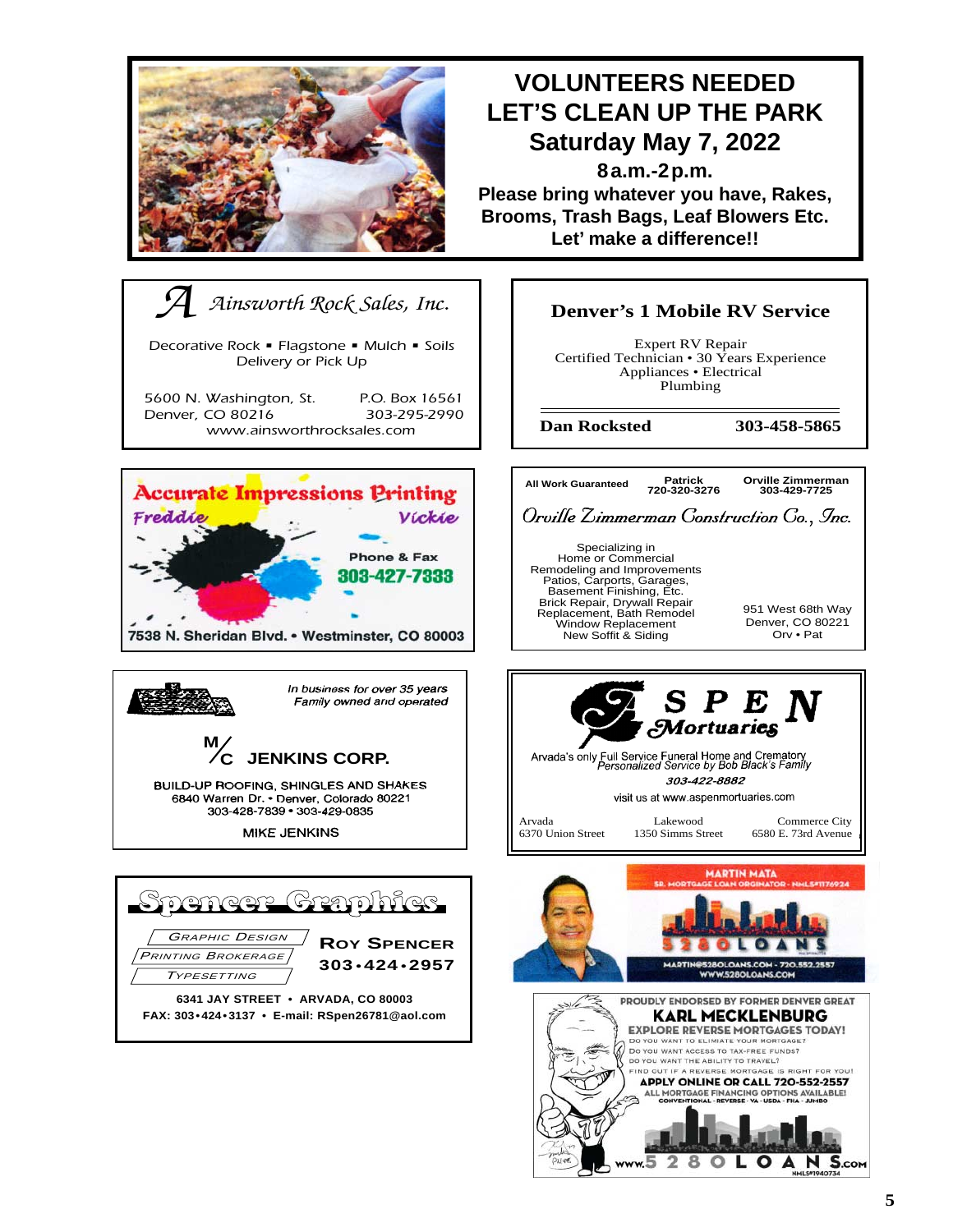## VOLUNTEERS NEEDED
## LET'S CLEAN UP THE PARK
## Saturday May 7, 2022

**8a.m.-2p.m.**

**Please bring whatever you have, Rakes, Brooms, Trash Bags, Leaf Blowers Etc.**

**Let' make a difference!!**

---

### A Ainsworth Rock Sales, Inc.

Decorative Rock ▪ Flagstone ▪ Mulch ▪ Soils
Delivery or Pick Up

5600 N. Washington, St.
Denver, CO 80216

P.O. Box 16561
303-295-2990

www.ainsworthrocksales.com

---

### Denver's 1 Mobile RV Service

Expert RV Repair
Certified Technician • 30 Years Experience
Appliances • Electrical
Plumbing

**Dan Rocksted** **303-458-5865**

---

### Accurate Impressions Printing

Freddie Vickie

Phone & Fax
**303-427-7333**

7538 N. Sheridan Blvd. • Westminster, CO 80003

---

All Work Guaranteed

Patrick 720-320-3276

Orville Zimmerman 303-429-7725

### Orville Zimmerman Construction Co., Inc.

Specializing in
Home or Commercial
Remodeling and Improvements
Patios, Carports, Garages,
Basement Finishing, Etc.
Brick Repair, Drywall Repair
Replacement, Bath Remodel
Window Replacement
New Soffit & Siding

951 West 68th Way
Denver, CO 80221
Orv • Pat

---

*In business for over 35 years*
*Family owned and operated*

### M/C JENKINS CORP.

BUILD-UP ROOFING, SHINGLES AND SHAKES
6840 Warren Dr. • Denver, Colorado 80221
303-428-7839 • 303-429-0835

MIKE JENKINS

---

### ASPEN Mortuaries

Arvada's only Full Service Funeral Home and Crematory
*Personalized Service by Bob Black's Family*

*303-422-8882*

visit us at www.aspenmortuaries.com

Arvada
6370 Union Street

Lakewood
1350 Simms Street

Commerce City
6580 E. 73rd Avenue

---

### Spencer Graphics

Graphic Design
Printing Brokerage
Typesetting

**Roy Spencer**
**303•424•2957**

**6341 JAY STREET • ARVADA, CO 80003**
**FAX: 303•424•3137 • E-mail: RSpen26781@aol.com**

---

MARTIN MATA
SR. MORTGAGE LOAN ORIGINATOR - NMLS#1176924

5280 LOANS

MARTIN@5280LOANS.COM - 720.552.2557
WWW.5280LOANS.COM

---

PROUDLY ENDORSED BY FORMER DENVER GREAT

**KARL MECKLENBURG**

**EXPLORE REVERSE MORTGAGES TODAY!**

DO YOU WANT TO ELIMINATE YOUR MORTGAGE?
DO YOU WANT ACCESS TO TAX-FREE FUNDS?
DO YOU WANT THE ABILITY TO TRAVEL?
FIND OUT IF A REVERSE MORTGAGE IS RIGHT FOR YOU!

**APPLY ONLINE OR CALL 720-552-2557**

ALL MORTGAGE FINANCING OPTIONS AVAILABLE!
CONVENTIONAL - REVERSE - VA - USDA - FHA - JUMBO

WWW.5280LOANS.COM
NMLS#1940734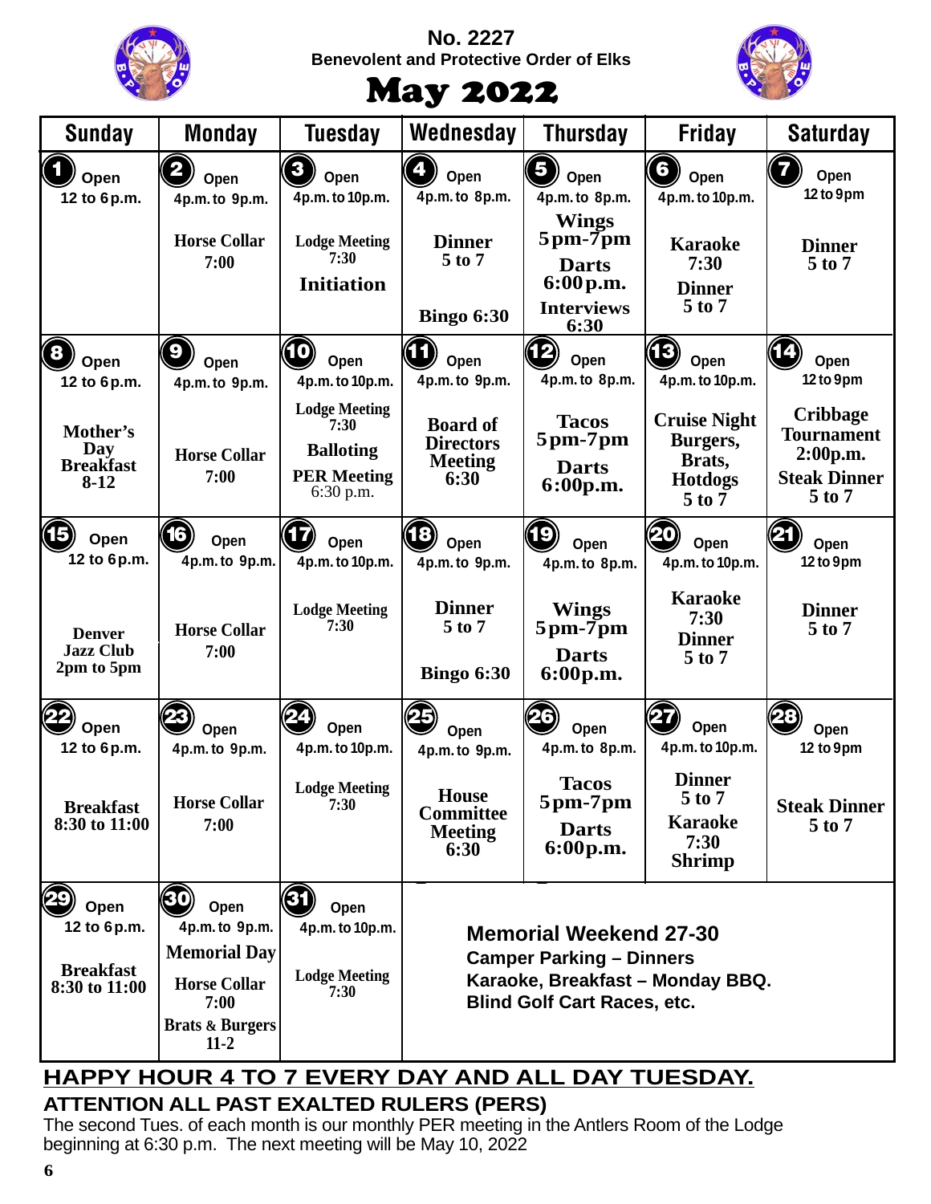**No. 2227**
**Benevolent and Protective Order of Elks**

# May 2022

| Sunday | Monday | Tuesday | Wednesday | Thursday | Friday | Saturday |
|---|---|---|---|---|---|---|
| **1** Open 12 to 6p.m. | **2** Open 4p.m. to 9p.m. Horse Collar 7:00 | **3** Open 4p.m. to 10p.m. Lodge Meeting 7:30 Initiation | **4** Open 4p.m. to 8p.m. Dinner 5 to 7 Bingo 6:30 | **5** Open 4p.m. to 8p.m. Wings 5pm-7pm Darts 6:00p.m. Interviews 6:30 | **6** Open 4p.m. to 10p.m. Karaoke 7:30 Dinner 5 to 7 | **7** Open 12 to 9pm Dinner 5 to 7 |
| **8** Open 12 to 6p.m. Mother's Day Breakfast 8-12 | **9** Open 4p.m. to 9p.m. Horse Collar 7:00 | **10** Open 4p.m. to 10p.m. Lodge Meeting 7:30 Balloting PER Meeting 6:30 p.m. | **11** Open 4p.m. to 9p.m. Board of Directors Meeting 6:30 | **12** Open 4p.m. to 8p.m. Tacos 5pm-7pm Darts 6:00p.m. | **13** Open 4p.m. to 10p.m. Cruise Night Burgers, Brats, Hotdogs 5 to 7 | **14** Open 12 to 9pm Cribbage Tournament 2:00p.m. Steak Dinner 5 to 7 |
| **15** Open 12 to 6p.m. Denver Jazz Club 2pm to 5pm | **16** Open 4p.m. to 9p.m. Horse Collar 7:00 | **17** Open 4p.m. to 10p.m. Lodge Meeting 7:30 | **18** Open 4p.m. to 9p.m. Dinner 5 to 7 Bingo 6:30 | **19** Open 4p.m. to 8p.m. Wings 5pm-7pm Darts 6:00p.m. | **20** Open 4p.m. to 10p.m. Karaoke 7:30 Dinner 5 to 7 | **21** Open 12 to 9pm Dinner 5 to 7 |
| **22** Open 12 to 6p.m. Breakfast 8:30 to 11:00 | **23** Open 4p.m. to 9p.m. Horse Collar 7:00 | **24** Open 4p.m. to 10p.m. Lodge Meeting 7:30 | **25** Open 4p.m. to 9p.m. House Committee Meeting 6:30 | **26** Open 4p.m. to 8p.m. Tacos 5pm-7pm Darts 6:00p.m. | **27** Open 4p.m. to 10p.m. Dinner 5 to 7 Karaoke 7:30 Shrimp | **28** Open 12 to 9pm Steak Dinner 5 to 7 |
| **29** Open 12 to 6p.m. Breakfast 8:30 to 11:00 | **30** Open 4p.m. to 9p.m. Memorial Day Horse Collar 7:00 Brats & Burgers 11-2 | **31** Open 4p.m. to 10p.m. Lodge Meeting 7:30 | **Memorial Weekend 27-30** Camper Parking – Dinners Karaoke, Breakfast – Monday BBQ. Blind Golf Cart Races, etc. | | | |

**HAPPY HOUR 4 TO 7 EVERY DAY AND ALL DAY TUESDAY.**

**ATTENTION ALL PAST EXALTED RULERS (PERS)**

The second Tues. of each month is our monthly PER meeting in the Antlers Room of the Lodge beginning at 6:30 p.m. The next meeting will be May 10, 2022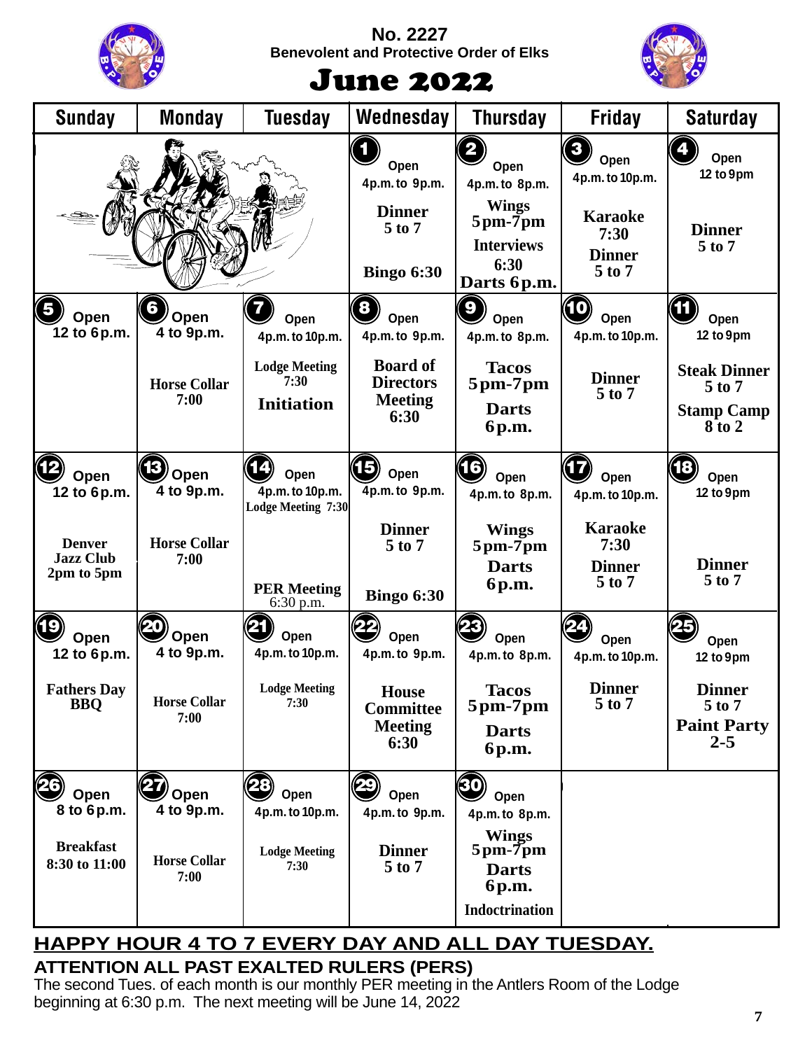**No. 2227**
**Benevolent and Protective Order of Elks**

# June 2022

| Sunday | Monday | Tuesday | Wednesday | Thursday | Friday | Saturday |
|---|---|---|---|---|---|---|
| | | | **1** Open 4p.m. to 9p.m. Dinner 5 to 7 Bingo 6:30 | **2** Open 4p.m. to 8p.m. Wings 5pm-7pm Interviews 6:30 Darts 6p.m. | **3** Open 4p.m. to 10p.m. Karaoke 7:30 Dinner 5 to 7 | **4** Open 12 to 9pm Dinner 5 to 7 |
| **5** Open 12 to 6p.m. | **6** Open 4 to 9p.m. Horse Collar 7:00 | **7** Open 4p.m. to 10p.m. Lodge Meeting 7:30 Initiation | **8** Open 4p.m. to 9p.m. Board of Directors Meeting 6:30 | **9** Open 4p.m. to 8p.m. Tacos 5pm-7pm Darts 6p.m. | **10** Open 4p.m. to 10p.m. Dinner 5 to 7 | **11** Open 12 to 9pm Steak Dinner 5 to 7 Stamp Camp 8 to 2 |
| **12** Open 12 to 6p.m. Denver Jazz Club 2pm to 5pm | **13** Open 4 to 9p.m. Horse Collar 7:00 | **14** Open 4p.m. to 10p.m. Lodge Meeting 7:30 PER Meeting 6:30 p.m. | **15** Open 4p.m. to 9p.m. Dinner 5 to 7 Bingo 6:30 | **16** Open 4p.m. to 8p.m. Wings 5pm-7pm Darts 6p.m. | **17** Open 4p.m. to 10p.m. Karaoke 7:30 Dinner 5 to 7 | **18** Open 12 to 9pm Dinner 5 to 7 |
| **19** Open 12 to 6p.m. Fathers Day BBQ | **20** Open 4 to 9p.m. Horse Collar 7:00 | **21** Open 4p.m. to 10p.m. Lodge Meeting 7:30 | **22** Open 4p.m. to 9p.m. House Committee Meeting 6:30 | **23** Open 4p.m. to 8p.m. Tacos 5pm-7pm Darts 6p.m. | **24** Open 4p.m. to 10p.m. Dinner 5 to 7 | **25** Open 12 to 9pm Dinner 5 to 7 Paint Party 2-5 |
| **26** Open 8 to 6p.m. Breakfast 8:30 to 11:00 | **27** Open 4 to 9p.m. Horse Collar 7:00 | **28** Open 4p.m. to 10p.m. Lodge Meeting 7:30 | **29** Open 4p.m. to 9p.m. Dinner 5 to 7 | **30** Open 4p.m. to 8p.m. Wings 5pm-7pm Darts 6p.m. Indoctrination | | |

**HAPPY HOUR 4 TO 7 EVERY DAY AND ALL DAY TUESDAY.**

**ATTENTION ALL PAST EXALTED RULERS (PERS)**

The second Tues. of each month is our monthly PER meeting in the Antlers Room of the Lodge beginning at 6:30 p.m. The next meeting will be June 14, 2022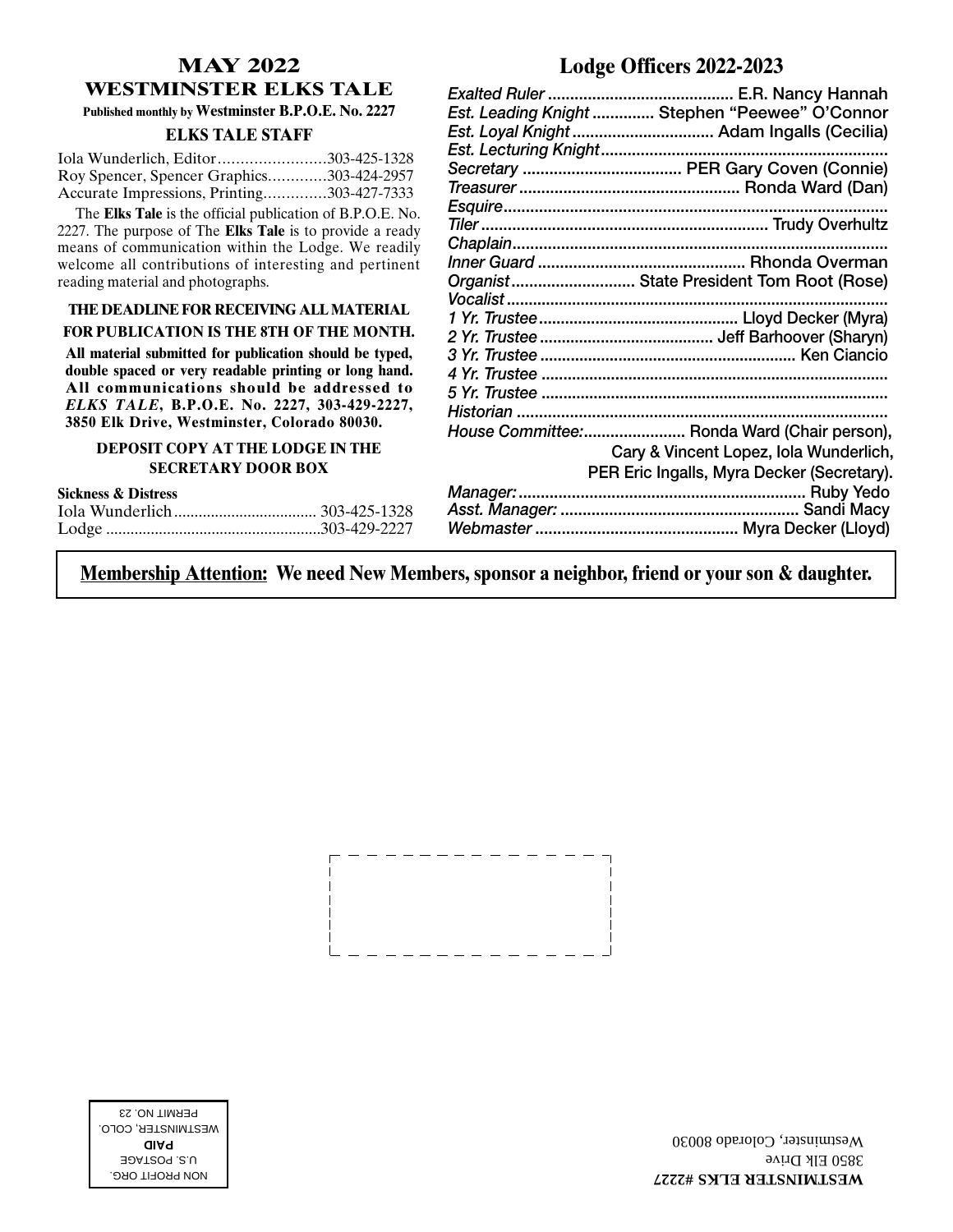# MAY 2022

## WESTMINSTER ELKS TALE

**Published monthly by Westminster B.P.O.E. No. 2227**

### ELKS TALE STAFF

Iola Wunderlich, Editor........................303-425-1328
Roy Spencer, Spencer Graphics.............303-424-2957
Accurate Impressions, Printing..............303-427-7333

The **Elks Tale** is the official publication of B.P.O.E. No. 2227. The purpose of The **Elks Tale** is to provide a ready means of communication within the Lodge. We readily welcome all contributions of interesting and pertinent reading material and photographs.

**THE DEADLINE FOR RECEIVING ALL MATERIAL FOR PUBLICATION IS THE 8TH OF THE MONTH.**

**All material submitted for publication should be typed, double spaced or very readable printing or long hand. All communications should be addressed to *ELKS TALE*, B.P.O.E. No. 2227, 303-429-2227, 3850 Elk Drive, Westminster, Colorado 80030.**

**DEPOSIT COPY AT THE LODGE IN THE SECRETARY DOOR BOX**

**Sickness & Distress**
Iola Wunderlich.................................. 303-425-1328
Lodge ....................................................303-429-2227

## Lodge Officers 2022-2023

*Exalted Ruler* .......................................... E.R. Nancy Hannah
*Est. Leading Knight* .............. Stephen "Peewee" O'Connor
*Est. Loyal Knight* ................................ Adam Ingalls (Cecilia)
*Est. Lecturing Knight*................................................................
*Secretary* .................................... PER Gary Coven (Connie)
*Treasurer* ................................................. Ronda Ward (Dan)
*Esquire*......................................................................................
*Tiler* ................................................................ Trudy Overhultz
*Chaplain*....................................................................................
*Inner Guard* .............................................. Rhonda Overman
*Organist* ............................ State President Tom Root (Rose)
*Vocalist* ......................................................................................
*1 Yr. Trustee* ............................................. Lloyd Decker (Myra)
*2 Yr. Trustee* ........................................ Jeff Barhoover (Sharyn)
*3 Yr. Trustee* .......................................................... Ken Ciancio
*4 Yr. Trustee* ..............................................................................
*5 Yr. Trustee* ..............................................................................
*Historian* ...................................................................................
*House Committee:*....................... Ronda Ward (Chair person), Cary & Vincent Lopez, Iola Wunderlich, PER Eric Ingalls, Myra Decker (Secretary).
*Manager:*................................................................ Ruby Yedo
*Asst. Manager:* ...................................................... Sandi Macy
*Webmaster* .............................................. Myra Decker (Lloyd)

**Membership Attention:** **We need New Members, sponsor a neighbor, friend or your son & daughter.**

**WESTMINSTER ELKS #2227**
3850 Elk Drive
Westminster, Colorado 80030

NON PROFIT ORG.
U.S. POSTAGE
**PAID**
WESTMINSTER, COLO.
PERMIT NO. 23